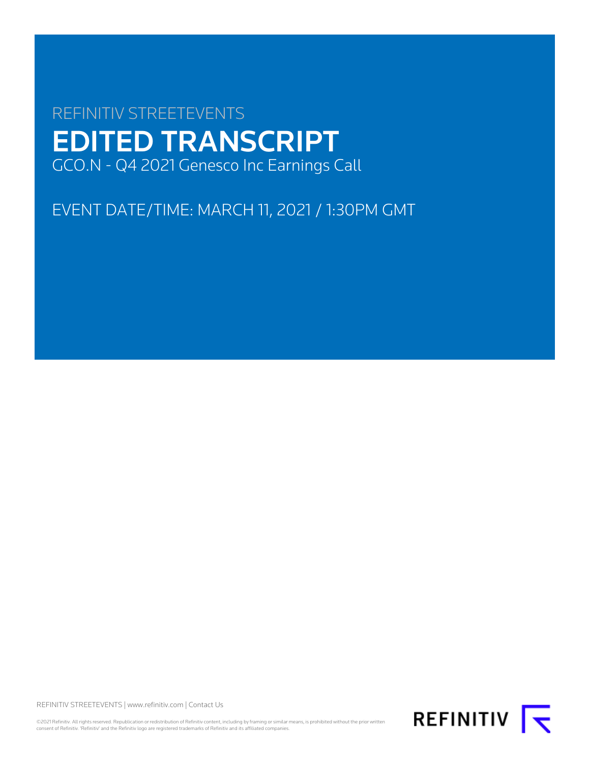REFINITIV STREETEVENTS

# EDITED TRANSCRIPT

GCO.N - Q4 2021 Genesco Inc Earnings Call

EVENT DATE/TIME: MARCH 11, 2021 / 1:30PM GMT

REFINITIV STREETEVENTS | www.refinitiv.com | Contact Us

©2021 Refinitiv. All rights reserved. Republication or redistribution of Refinitiv content, including by framing or similar means, is prohibited without the prior written consent of Refinitiv. 'Refinitiv' and the Refinitiv logo are registered trademarks of Refinitiv and its affiliated companies.

REFINITIV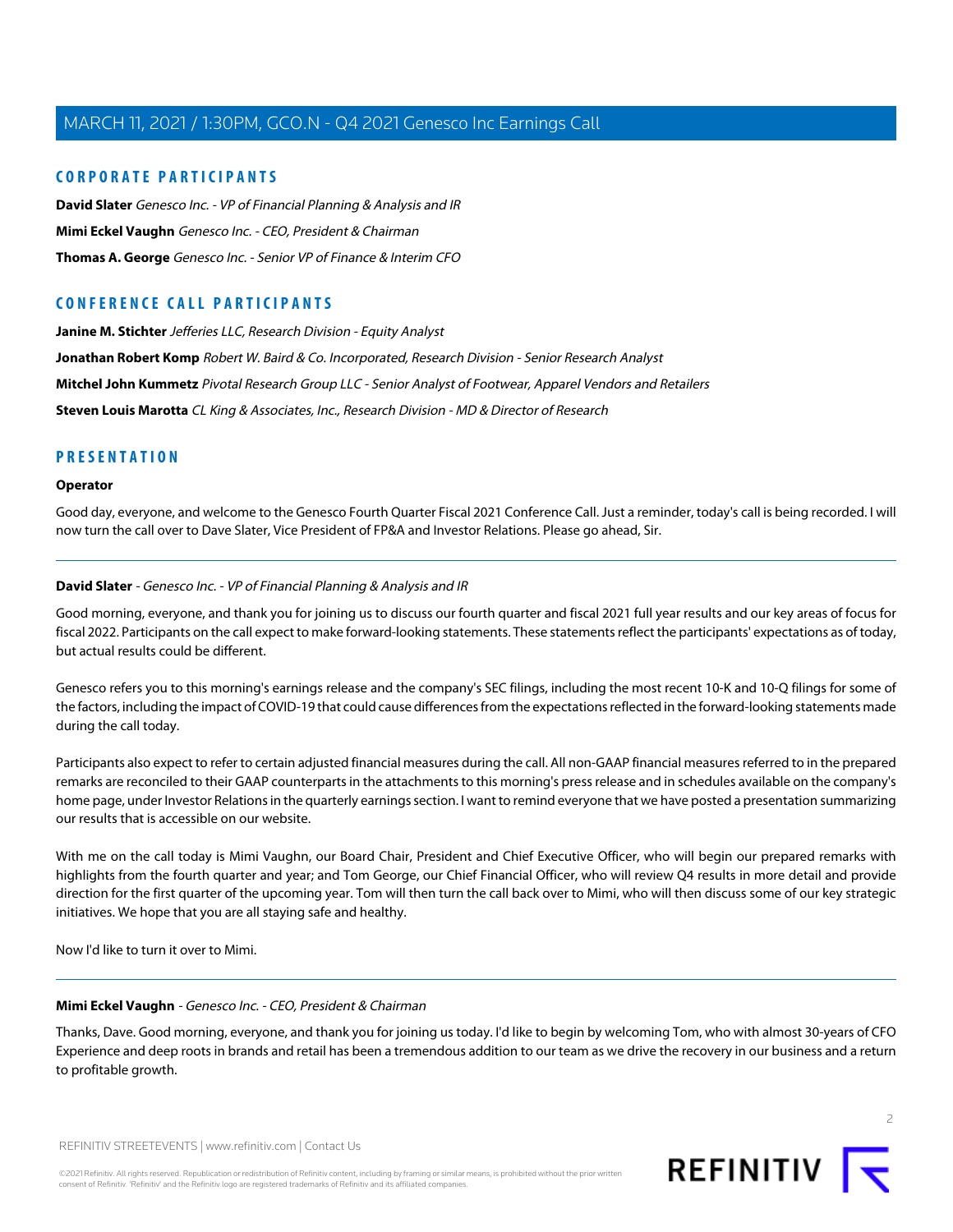## CORPORATE PARTICIPANTS

**David Slater** *Genesco Inc. - VP of Financial Planning & Analysis and IR*

**Mimi Eckel Vaughn** *Genesco Inc. - CEO, President & Chairman*

**Thomas A. George** *Genesco Inc. - Senior VP of Finance & Interim CFO*

## CONFERENCE CALL PARTICIPANTS

**Janine M. Stichter** *Jefferies LLC, Research Division - Equity Analyst*

**Jonathan Robert Komp** *Robert W. Baird & Co. Incorporated, Research Division - Senior Research Analyst*

**Mitchel John Kummetz** *Pivotal Research Group LLC - Senior Analyst of Footwear, Apparel Vendors and Retailers*

**Steven Louis Marotta** *CL King & Associates, Inc., Research Division - MD & Director of Research*

## PRESENTATION

**Operator**

Good day, everyone, and welcome to the Genesco Fourth Quarter Fiscal 2021 Conference Call. Just a reminder, today's call is being recorded. I will now turn the call over to Dave Slater, Vice President of FP&A and Investor Relations. Please go ahead, Sir.

---

**David Slater** - *Genesco Inc. - VP of Financial Planning & Analysis and IR*

Good morning, everyone, and thank you for joining us to discuss our fourth quarter and fiscal 2021 full year results and our key areas of focus for fiscal 2022. Participants on the call expect to make forward-looking statements. These statements reflect the participants' expectations as of today, but actual results could be different.

Genesco refers you to this morning's earnings release and the company's SEC filings, including the most recent 10-K and 10-Q filings for some of the factors, including the impact of COVID-19 that could cause differences from the expectations reflected in the forward-looking statements made during the call today.

Participants also expect to refer to certain adjusted financial measures during the call. All non-GAAP financial measures referred to in the prepared remarks are reconciled to their GAAP counterparts in the attachments to this morning's press release and in schedules available on the company's home page, under Investor Relations in the quarterly earnings section. I want to remind everyone that we have posted a presentation summarizing our results that is accessible on our website.

With me on the call today is Mimi Vaughn, our Board Chair, President and Chief Executive Officer, who will begin our prepared remarks with highlights from the fourth quarter and year; and Tom George, our Chief Financial Officer, who will review Q4 results in more detail and provide direction for the first quarter of the upcoming year. Tom will then turn the call back over to Mimi, who will then discuss some of our key strategic initiatives. We hope that you are all staying safe and healthy.

Now I'd like to turn it over to Mimi.

---

**Mimi Eckel Vaughn** - *Genesco Inc. - CEO, President & Chairman*

Thanks, Dave. Good morning, everyone, and thank you for joining us today. I'd like to begin by welcoming Tom, who with almost 30-years of CFO Experience and deep roots in brands and retail has been a tremendous addition to our team as we drive the recovery in our business and a return to profitable growth.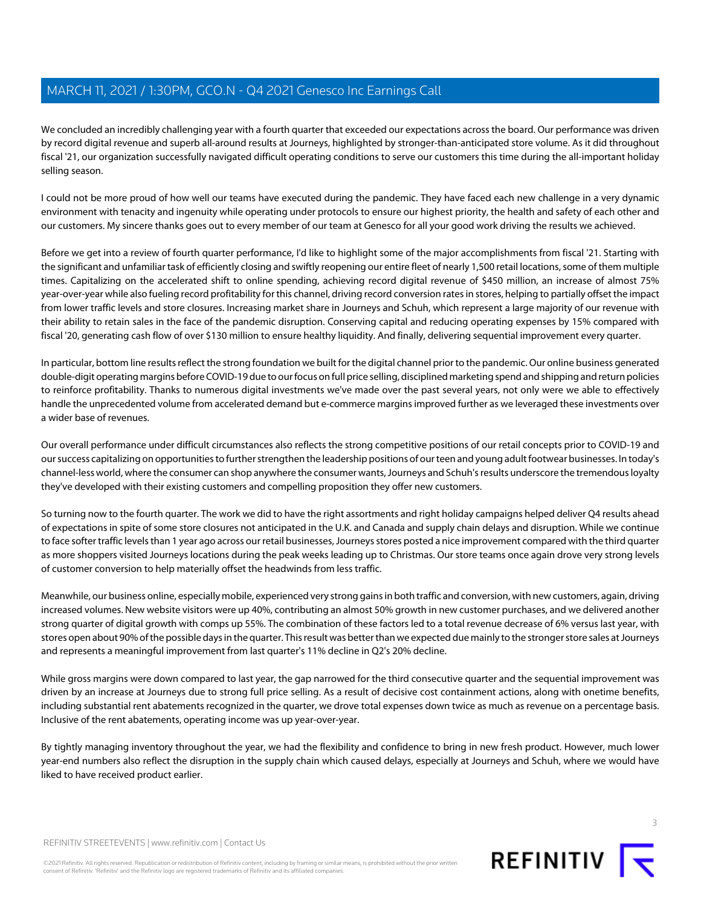We concluded an incredibly challenging year with a fourth quarter that exceeded our expectations across the board. Our performance was driven by record digital revenue and superb all-around results at Journeys, highlighted by stronger-than-anticipated store volume. As it did throughout fiscal '21, our organization successfully navigated difficult operating conditions to serve our customers this time during the all-important holiday selling season.

I could not be more proud of how well our teams have executed during the pandemic. They have faced each new challenge in a very dynamic environment with tenacity and ingenuity while operating under protocols to ensure our highest priority, the health and safety of each other and our customers. My sincere thanks goes out to every member of our team at Genesco for all your good work driving the results we achieved.

Before we get into a review of fourth quarter performance, I'd like to highlight some of the major accomplishments from fiscal '21. Starting with the significant and unfamiliar task of efficiently closing and swiftly reopening our entire fleet of nearly 1,500 retail locations, some of them multiple times. Capitalizing on the accelerated shift to online spending, achieving record digital revenue of $450 million, an increase of almost 75% year-over-year while also fueling record profitability for this channel, driving record conversion rates in stores, helping to partially offset the impact from lower traffic levels and store closures. Increasing market share in Journeys and Schuh, which represent a large majority of our revenue with their ability to retain sales in the face of the pandemic disruption. Conserving capital and reducing operating expenses by 15% compared with fiscal '20, generating cash flow of over $130 million to ensure healthy liquidity. And finally, delivering sequential improvement every quarter.

In particular, bottom line results reflect the strong foundation we built for the digital channel prior to the pandemic. Our online business generated double-digit operating margins before COVID-19 due to our focus on full price selling, disciplined marketing spend and shipping and return policies to reinforce profitability. Thanks to numerous digital investments we've made over the past several years, not only were we able to effectively handle the unprecedented volume from accelerated demand but e-commerce margins improved further as we leveraged these investments over a wider base of revenues.

Our overall performance under difficult circumstances also reflects the strong competitive positions of our retail concepts prior to COVID-19 and our success capitalizing on opportunities to further strengthen the leadership positions of our teen and young adult footwear businesses. In today's channel-less world, where the consumer can shop anywhere the consumer wants, Journeys and Schuh's results underscore the tremendous loyalty they've developed with their existing customers and compelling proposition they offer new customers.

So turning now to the fourth quarter. The work we did to have the right assortments and right holiday campaigns helped deliver Q4 results ahead of expectations in spite of some store closures not anticipated in the U.K. and Canada and supply chain delays and disruption. While we continue to face softer traffic levels than 1 year ago across our retail businesses, Journeys stores posted a nice improvement compared with the third quarter as more shoppers visited Journeys locations during the peak weeks leading up to Christmas. Our store teams once again drove very strong levels of customer conversion to help materially offset the headwinds from less traffic.

Meanwhile, our business online, especially mobile, experienced very strong gains in both traffic and conversion, with new customers, again, driving increased volumes. New website visitors were up 40%, contributing an almost 50% growth in new customer purchases, and we delivered another strong quarter of digital growth with comps up 55%. The combination of these factors led to a total revenue decrease of 6% versus last year, with stores open about 90% of the possible days in the quarter. This result was better than we expected due mainly to the stronger store sales at Journeys and represents a meaningful improvement from last quarter's 11% decline in Q2's 20% decline.

While gross margins were down compared to last year, the gap narrowed for the third consecutive quarter and the sequential improvement was driven by an increase at Journeys due to strong full price selling. As a result of decisive cost containment actions, along with onetime benefits, including substantial rent abatements recognized in the quarter, we drove total expenses down twice as much as revenue on a percentage basis. Inclusive of the rent abatements, operating income was up year-over-year.

By tightly managing inventory throughout the year, we had the flexibility and confidence to bring in new fresh product. However, much lower year-end numbers also reflect the disruption in the supply chain which caused delays, especially at Journeys and Schuh, where we would have liked to have received product earlier.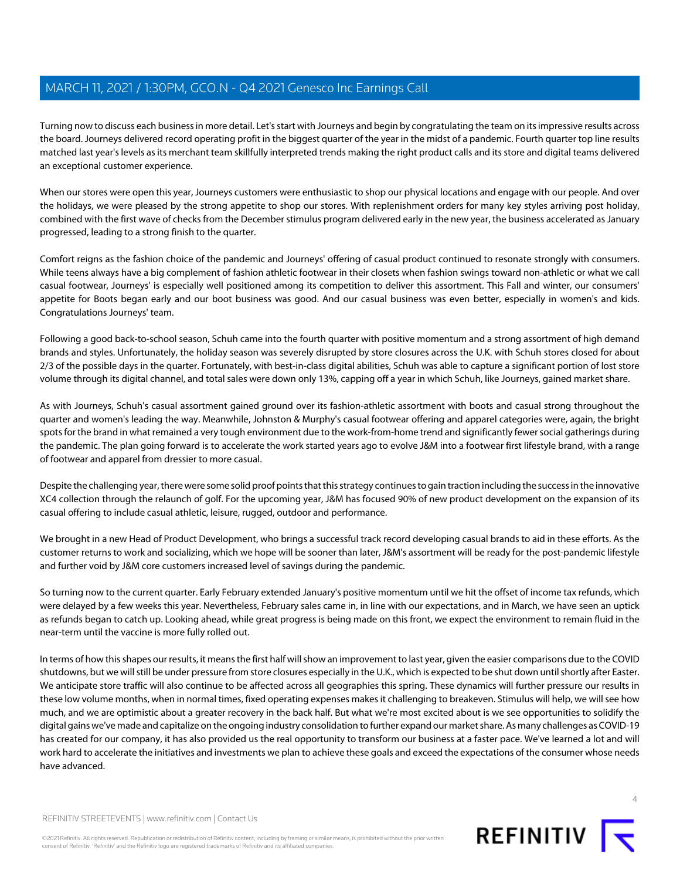Turning now to discuss each business in more detail. Let's start with Journeys and begin by congratulating the team on its impressive results across the board. Journeys delivered record operating profit in the biggest quarter of the year in the midst of a pandemic. Fourth quarter top line results matched last year's levels as its merchant team skillfully interpreted trends making the right product calls and its store and digital teams delivered an exceptional customer experience.

When our stores were open this year, Journeys customers were enthusiastic to shop our physical locations and engage with our people. And over the holidays, we were pleased by the strong appetite to shop our stores. With replenishment orders for many key styles arriving post holiday, combined with the first wave of checks from the December stimulus program delivered early in the new year, the business accelerated as January progressed, leading to a strong finish to the quarter.

Comfort reigns as the fashion choice of the pandemic and Journeys' offering of casual product continued to resonate strongly with consumers. While teens always have a big complement of fashion athletic footwear in their closets when fashion swings toward non-athletic or what we call casual footwear, Journeys' is especially well positioned among its competition to deliver this assortment. This Fall and winter, our consumers' appetite for Boots began early and our boot business was good. And our casual business was even better, especially in women's and kids. Congratulations Journeys' team.

Following a good back-to-school season, Schuh came into the fourth quarter with positive momentum and a strong assortment of high demand brands and styles. Unfortunately, the holiday season was severely disrupted by store closures across the U.K. with Schuh stores closed for about 2/3 of the possible days in the quarter. Fortunately, with best-in-class digital abilities, Schuh was able to capture a significant portion of lost store volume through its digital channel, and total sales were down only 13%, capping off a year in which Schuh, like Journeys, gained market share.

As with Journeys, Schuh's casual assortment gained ground over its fashion-athletic assortment with boots and casual strong throughout the quarter and women's leading the way. Meanwhile, Johnston & Murphy's casual footwear offering and apparel categories were, again, the bright spots for the brand in what remained a very tough environment due to the work-from-home trend and significantly fewer social gatherings during the pandemic. The plan going forward is to accelerate the work started years ago to evolve J&M into a footwear first lifestyle brand, with a range of footwear and apparel from dressier to more casual.

Despite the challenging year, there were some solid proof points that this strategy continues to gain traction including the success in the innovative XC4 collection through the relaunch of golf. For the upcoming year, J&M has focused 90% of new product development on the expansion of its casual offering to include casual athletic, leisure, rugged, outdoor and performance.

We brought in a new Head of Product Development, who brings a successful track record developing casual brands to aid in these efforts. As the customer returns to work and socializing, which we hope will be sooner than later, J&M's assortment will be ready for the post-pandemic lifestyle and further void by J&M core customers increased level of savings during the pandemic.

So turning now to the current quarter. Early February extended January's positive momentum until we hit the offset of income tax refunds, which were delayed by a few weeks this year. Nevertheless, February sales came in, in line with our expectations, and in March, we have seen an uptick as refunds began to catch up. Looking ahead, while great progress is being made on this front, we expect the environment to remain fluid in the near-term until the vaccine is more fully rolled out.

In terms of how this shapes our results, it means the first half will show an improvement to last year, given the easier comparisons due to the COVID shutdowns, but we will still be under pressure from store closures especially in the U.K., which is expected to be shut down until shortly after Easter. We anticipate store traffic will also continue to be affected across all geographies this spring. These dynamics will further pressure our results in these low volume months, when in normal times, fixed operating expenses makes it challenging to breakeven. Stimulus will help, we will see how much, and we are optimistic about a greater recovery in the back half. But what we're most excited about is we see opportunities to solidify the digital gains we've made and capitalize on the ongoing industry consolidation to further expand our market share. As many challenges as COVID-19 has created for our company, it has also provided us the real opportunity to transform our business at a faster pace. We've learned a lot and will work hard to accelerate the initiatives and investments we plan to achieve these goals and exceed the expectations of the consumer whose needs have advanced.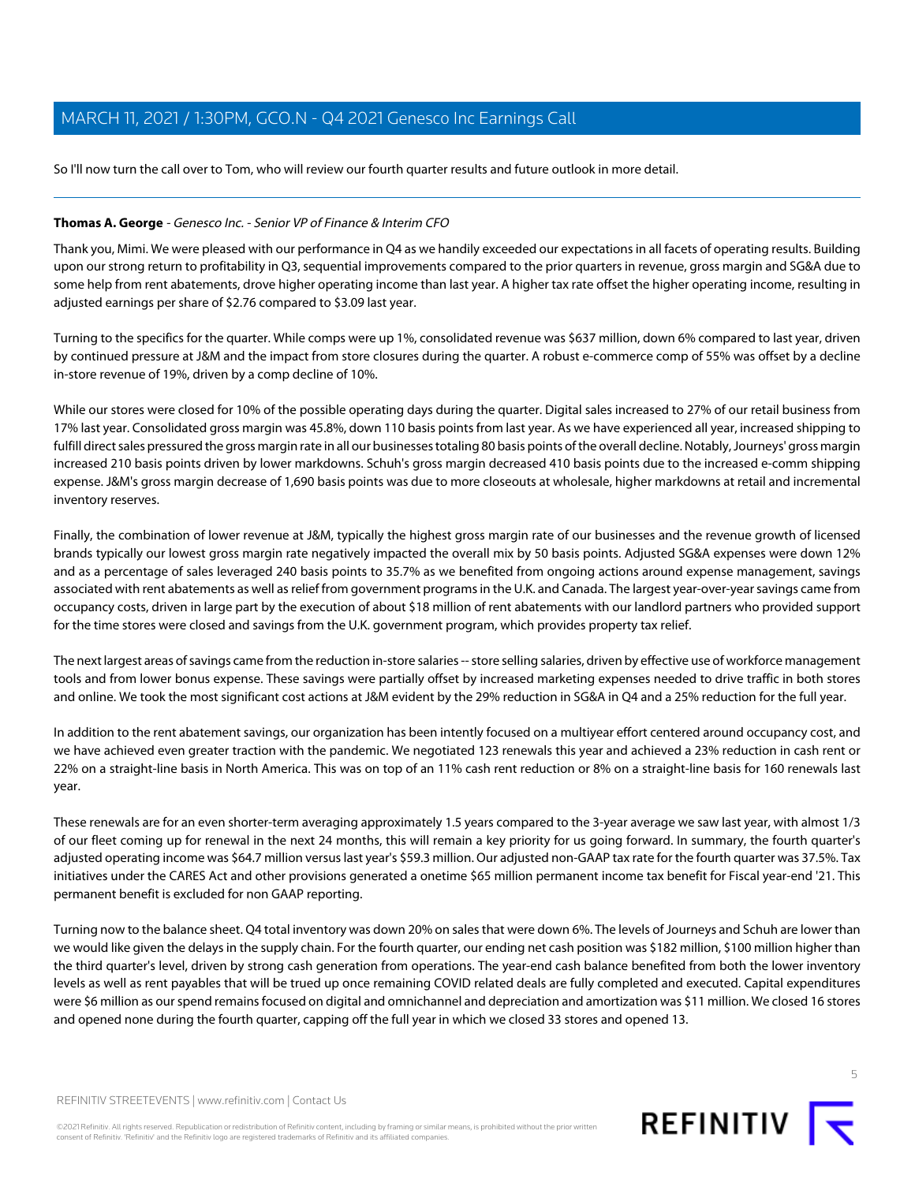So I'll now turn the call over to Tom, who will review our fourth quarter results and future outlook in more detail.

---

**Thomas A. George** - *Genesco Inc. - Senior VP of Finance & Interim CFO*

Thank you, Mimi. We were pleased with our performance in Q4 as we handily exceeded our expectations in all facets of operating results. Building upon our strong return to profitability in Q3, sequential improvements compared to the prior quarters in revenue, gross margin and SG&A due to some help from rent abatements, drove higher operating income than last year. A higher tax rate offset the higher operating income, resulting in adjusted earnings per share of $2.76 compared to $3.09 last year.

Turning to the specifics for the quarter. While comps were up 1%, consolidated revenue was $637 million, down 6% compared to last year, driven by continued pressure at J&M and the impact from store closures during the quarter. A robust e-commerce comp of 55% was offset by a decline in-store revenue of 19%, driven by a comp decline of 10%.

While our stores were closed for 10% of the possible operating days during the quarter. Digital sales increased to 27% of our retail business from 17% last year. Consolidated gross margin was 45.8%, down 110 basis points from last year. As we have experienced all year, increased shipping to fulfill direct sales pressured the gross margin rate in all our businesses totaling 80 basis points of the overall decline. Notably, Journeys' gross margin increased 210 basis points driven by lower markdowns. Schuh's gross margin decreased 410 basis points due to the increased e-comm shipping expense. J&M's gross margin decrease of 1,690 basis points was due to more closeouts at wholesale, higher markdowns at retail and incremental inventory reserves.

Finally, the combination of lower revenue at J&M, typically the highest gross margin rate of our businesses and the revenue growth of licensed brands typically our lowest gross margin rate negatively impacted the overall mix by 50 basis points. Adjusted SG&A expenses were down 12% and as a percentage of sales leveraged 240 basis points to 35.7% as we benefited from ongoing actions around expense management, savings associated with rent abatements as well as relief from government programs in the U.K. and Canada. The largest year-over-year savings came from occupancy costs, driven in large part by the execution of about $18 million of rent abatements with our landlord partners who provided support for the time stores were closed and savings from the U.K. government program, which provides property tax relief.

The next largest areas of savings came from the reduction in-store salaries -- store selling salaries, driven by effective use of workforce management tools and from lower bonus expense. These savings were partially offset by increased marketing expenses needed to drive traffic in both stores and online. We took the most significant cost actions at J&M evident by the 29% reduction in SG&A in Q4 and a 25% reduction for the full year.

In addition to the rent abatement savings, our organization has been intently focused on a multiyear effort centered around occupancy cost, and we have achieved even greater traction with the pandemic. We negotiated 123 renewals this year and achieved a 23% reduction in cash rent or 22% on a straight-line basis in North America. This was on top of an 11% cash rent reduction or 8% on a straight-line basis for 160 renewals last year.

These renewals are for an even shorter-term averaging approximately 1.5 years compared to the 3-year average we saw last year, with almost 1/3 of our fleet coming up for renewal in the next 24 months, this will remain a key priority for us going forward. In summary, the fourth quarter's adjusted operating income was $64.7 million versus last year's $59.3 million. Our adjusted non-GAAP tax rate for the fourth quarter was 37.5%. Tax initiatives under the CARES Act and other provisions generated a onetime $65 million permanent income tax benefit for Fiscal year-end '21. This permanent benefit is excluded for non GAAP reporting.

Turning now to the balance sheet. Q4 total inventory was down 20% on sales that were down 6%. The levels of Journeys and Schuh are lower than we would like given the delays in the supply chain. For the fourth quarter, our ending net cash position was $182 million, $100 million higher than the third quarter's level, driven by strong cash generation from operations. The year-end cash balance benefited from both the lower inventory levels as well as rent payables that will be trued up once remaining COVID related deals are fully completed and executed. Capital expenditures were $6 million as our spend remains focused on digital and omnichannel and depreciation and amortization was $11 million. We closed 16 stores and opened none during the fourth quarter, capping off the full year in which we closed 33 stores and opened 13.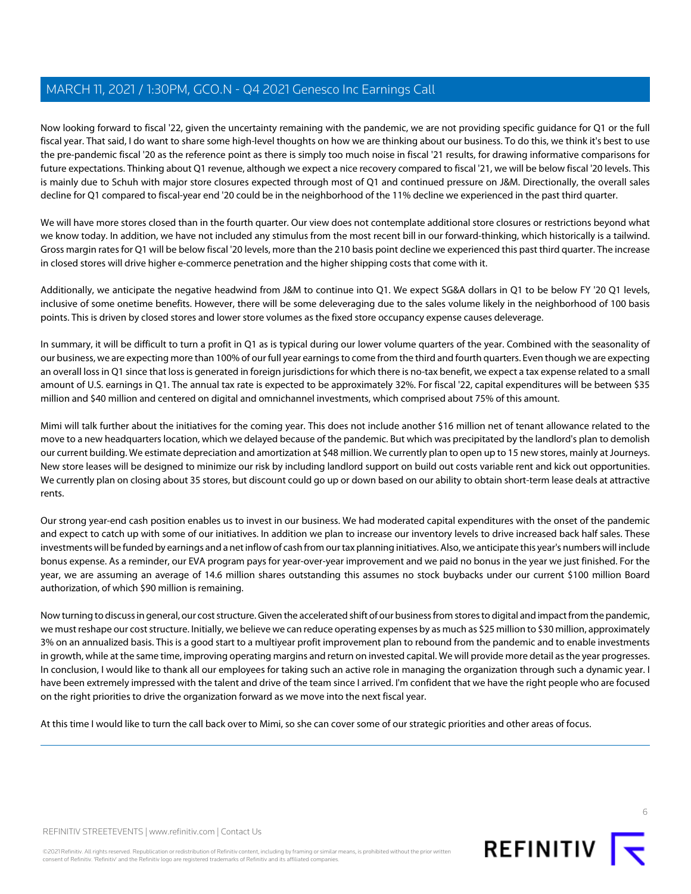Now looking forward to fiscal '22, given the uncertainty remaining with the pandemic, we are not providing specific guidance for Q1 or the full fiscal year. That said, I do want to share some high-level thoughts on how we are thinking about our business. To do this, we think it's best to use the pre-pandemic fiscal '20 as the reference point as there is simply too much noise in fiscal '21 results, for drawing informative comparisons for future expectations. Thinking about Q1 revenue, although we expect a nice recovery compared to fiscal '21, we will be below fiscal '20 levels. This is mainly due to Schuh with major store closures expected through most of Q1 and continued pressure on J&M. Directionally, the overall sales decline for Q1 compared to fiscal-year end '20 could be in the neighborhood of the 11% decline we experienced in the past third quarter.

We will have more stores closed than in the fourth quarter. Our view does not contemplate additional store closures or restrictions beyond what we know today. In addition, we have not included any stimulus from the most recent bill in our forward-thinking, which historically is a tailwind. Gross margin rates for Q1 will be below fiscal '20 levels, more than the 210 basis point decline we experienced this past third quarter. The increase in closed stores will drive higher e-commerce penetration and the higher shipping costs that come with it.

Additionally, we anticipate the negative headwind from J&M to continue into Q1. We expect SG&A dollars in Q1 to be below FY '20 Q1 levels, inclusive of some onetime benefits. However, there will be some deleveraging due to the sales volume likely in the neighborhood of 100 basis points. This is driven by closed stores and lower store volumes as the fixed store occupancy expense causes deleverage.

In summary, it will be difficult to turn a profit in Q1 as is typical during our lower volume quarters of the year. Combined with the seasonality of our business, we are expecting more than 100% of our full year earnings to come from the third and fourth quarters. Even though we are expecting an overall loss in Q1 since that loss is generated in foreign jurisdictions for which there is no-tax benefit, we expect a tax expense related to a small amount of U.S. earnings in Q1. The annual tax rate is expected to be approximately 32%. For fiscal '22, capital expenditures will be between $35 million and $40 million and centered on digital and omnichannel investments, which comprised about 75% of this amount.

Mimi will talk further about the initiatives for the coming year. This does not include another $16 million net of tenant allowance related to the move to a new headquarters location, which we delayed because of the pandemic. But which was precipitated by the landlord's plan to demolish our current building. We estimate depreciation and amortization at $48 million. We currently plan to open up to 15 new stores, mainly at Journeys. New store leases will be designed to minimize our risk by including landlord support on build out costs variable rent and kick out opportunities. We currently plan on closing about 35 stores, but discount could go up or down based on our ability to obtain short-term lease deals at attractive rents.

Our strong year-end cash position enables us to invest in our business. We had moderated capital expenditures with the onset of the pandemic and expect to catch up with some of our initiatives. In addition we plan to increase our inventory levels to drive increased back half sales. These investments will be funded by earnings and a net inflow of cash from our tax planning initiatives. Also, we anticipate this year's numbers will include bonus expense. As a reminder, our EVA program pays for year-over-year improvement and we paid no bonus in the year we just finished. For the year, we are assuming an average of 14.6 million shares outstanding this assumes no stock buybacks under our current $100 million Board authorization, of which $90 million is remaining.

Now turning to discuss in general, our cost structure. Given the accelerated shift of our business from stores to digital and impact from the pandemic, we must reshape our cost structure. Initially, we believe we can reduce operating expenses by as much as $25 million to $30 million, approximately 3% on an annualized basis. This is a good start to a multiyear profit improvement plan to rebound from the pandemic and to enable investments in growth, while at the same time, improving operating margins and return on invested capital. We will provide more detail as the year progresses. In conclusion, I would like to thank all our employees for taking such an active role in managing the organization through such a dynamic year. I have been extremely impressed with the talent and drive of the team since I arrived. I'm confident that we have the right people who are focused on the right priorities to drive the organization forward as we move into the next fiscal year.

At this time I would like to turn the call back over to Mimi, so she can cover some of our strategic priorities and other areas of focus.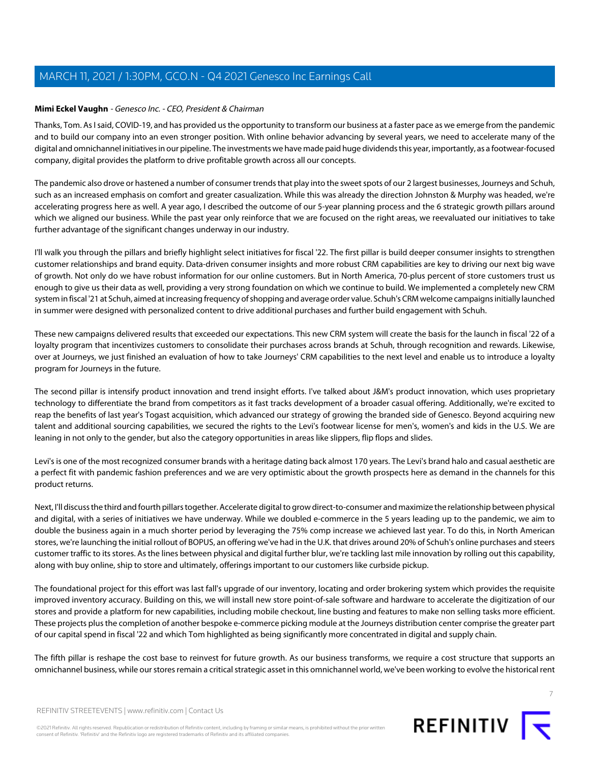**Mimi Eckel Vaughn** - *Genesco Inc. - CEO, President & Chairman*

Thanks, Tom. As I said, COVID-19, and has provided us the opportunity to transform our business at a faster pace as we emerge from the pandemic and to build our company into an even stronger position. With online behavior advancing by several years, we need to accelerate many of the digital and omnichannel initiatives in our pipeline. The investments we have made paid huge dividends this year, importantly, as a footwear-focused company, digital provides the platform to drive profitable growth across all our concepts.

The pandemic also drove or hastened a number of consumer trends that play into the sweet spots of our 2 largest businesses, Journeys and Schuh, such as an increased emphasis on comfort and greater casualization. While this was already the direction Johnston & Murphy was headed, we're accelerating progress here as well. A year ago, I described the outcome of our 5-year planning process and the 6 strategic growth pillars around which we aligned our business. While the past year only reinforce that we are focused on the right areas, we reevaluated our initiatives to take further advantage of the significant changes underway in our industry.

I'll walk you through the pillars and briefly highlight select initiatives for fiscal '22. The first pillar is build deeper consumer insights to strengthen customer relationships and brand equity. Data-driven consumer insights and more robust CRM capabilities are key to driving our next big wave of growth. Not only do we have robust information for our online customers. But in North America, 70-plus percent of store customers trust us enough to give us their data as well, providing a very strong foundation on which we continue to build. We implemented a completely new CRM system in fiscal '21 at Schuh, aimed at increasing frequency of shopping and average order value. Schuh's CRM welcome campaigns initially launched in summer were designed with personalized content to drive additional purchases and further build engagement with Schuh.

These new campaigns delivered results that exceeded our expectations. This new CRM system will create the basis for the launch in fiscal '22 of a loyalty program that incentivizes customers to consolidate their purchases across brands at Schuh, through recognition and rewards. Likewise, over at Journeys, we just finished an evaluation of how to take Journeys' CRM capabilities to the next level and enable us to introduce a loyalty program for Journeys in the future.

The second pillar is intensify product innovation and trend insight efforts. I've talked about J&M's product innovation, which uses proprietary technology to differentiate the brand from competitors as it fast tracks development of a broader casual offering. Additionally, we're excited to reap the benefits of last year's Togast acquisition, which advanced our strategy of growing the branded side of Genesco. Beyond acquiring new talent and additional sourcing capabilities, we secured the rights to the Levi's footwear license for men's, women's and kids in the U.S. We are leaning in not only to the gender, but also the category opportunities in areas like slippers, flip flops and slides.

Levi's is one of the most recognized consumer brands with a heritage dating back almost 170 years. The Levi's brand halo and casual aesthetic are a perfect fit with pandemic fashion preferences and we are very optimistic about the growth prospects here as demand in the channels for this product returns.

Next, I'll discuss the third and fourth pillars together. Accelerate digital to grow direct-to-consumer and maximize the relationship between physical and digital, with a series of initiatives we have underway. While we doubled e-commerce in the 5 years leading up to the pandemic, we aim to double the business again in a much shorter period by leveraging the 75% comp increase we achieved last year. To do this, in North American stores, we're launching the initial rollout of BOPUS, an offering we've had in the U.K. that drives around 20% of Schuh's online purchases and steers customer traffic to its stores. As the lines between physical and digital further blur, we're tackling last mile innovation by rolling out this capability, along with buy online, ship to store and ultimately, offerings important to our customers like curbside pickup.

The foundational project for this effort was last fall's upgrade of our inventory, locating and order brokering system which provides the requisite improved inventory accuracy. Building on this, we will install new store point-of-sale software and hardware to accelerate the digitization of our stores and provide a platform for new capabilities, including mobile checkout, line busting and features to make non selling tasks more efficient. These projects plus the completion of another bespoke e-commerce picking module at the Journeys distribution center comprise the greater part of our capital spend in fiscal '22 and which Tom highlighted as being significantly more concentrated in digital and supply chain.

The fifth pillar is reshape the cost base to reinvest for future growth. As our business transforms, we require a cost structure that supports an omnichannel business, while our stores remain a critical strategic asset in this omnichannel world, we've been working to evolve the historical rent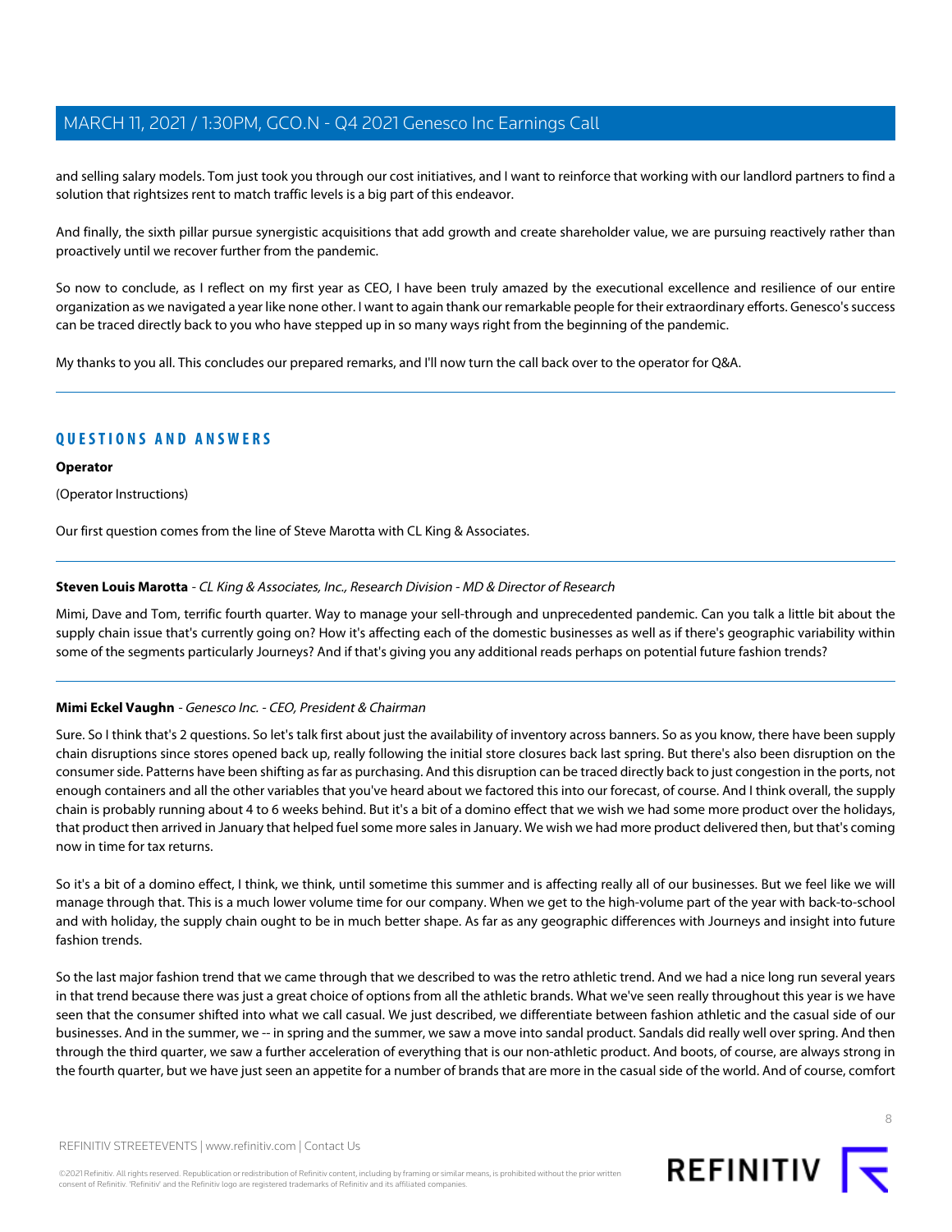and selling salary models. Tom just took you through our cost initiatives, and I want to reinforce that working with our landlord partners to find a solution that rightsizes rent to match traffic levels is a big part of this endeavor.

And finally, the sixth pillar pursue synergistic acquisitions that add growth and create shareholder value, we are pursuing reactively rather than proactively until we recover further from the pandemic.

So now to conclude, as I reflect on my first year as CEO, I have been truly amazed by the executional excellence and resilience of our entire organization as we navigated a year like none other. I want to again thank our remarkable people for their extraordinary efforts. Genesco's success can be traced directly back to you who have stepped up in so many ways right from the beginning of the pandemic.

My thanks to you all. This concludes our prepared remarks, and I'll now turn the call back over to the operator for Q&A.

---

## QUESTIONS AND ANSWERS

**Operator**

(Operator Instructions)

Our first question comes from the line of Steve Marotta with CL King & Associates.

---

**Steven Louis Marotta** - *CL King & Associates, Inc., Research Division - MD & Director of Research*

Mimi, Dave and Tom, terrific fourth quarter. Way to manage your sell-through and unprecedented pandemic. Can you talk a little bit about the supply chain issue that's currently going on? How it's affecting each of the domestic businesses as well as if there's geographic variability within some of the segments particularly Journeys? And if that's giving you any additional reads perhaps on potential future fashion trends?

---

**Mimi Eckel Vaughn** - *Genesco Inc. - CEO, President & Chairman*

Sure. So I think that's 2 questions. So let's talk first about just the availability of inventory across banners. So as you know, there have been supply chain disruptions since stores opened back up, really following the initial store closures back last spring. But there's also been disruption on the consumer side. Patterns have been shifting as far as purchasing. And this disruption can be traced directly back to just congestion in the ports, not enough containers and all the other variables that you've heard about we factored this into our forecast, of course. And I think overall, the supply chain is probably running about 4 to 6 weeks behind. But it's a bit of a domino effect that we wish we had some more product over the holidays, that product then arrived in January that helped fuel some more sales in January. We wish we had more product delivered then, but that's coming now in time for tax returns.

So it's a bit of a domino effect, I think, we think, until sometime this summer and is affecting really all of our businesses. But we feel like we will manage through that. This is a much lower volume time for our company. When we get to the high-volume part of the year with back-to-school and with holiday, the supply chain ought to be in much better shape. As far as any geographic differences with Journeys and insight into future fashion trends.

So the last major fashion trend that we came through that we described to was the retro athletic trend. And we had a nice long run several years in that trend because there was just a great choice of options from all the athletic brands. What we've seen really throughout this year is we have seen that the consumer shifted into what we call casual. We just described, we differentiate between fashion athletic and the casual side of our businesses. And in the summer, we -- in spring and the summer, we saw a move into sandal product. Sandals did really well over spring. And then through the third quarter, we saw a further acceleration of everything that is our non-athletic product. And boots, of course, are always strong in the fourth quarter, but we have just seen an appetite for a number of brands that are more in the casual side of the world. And of course, comfort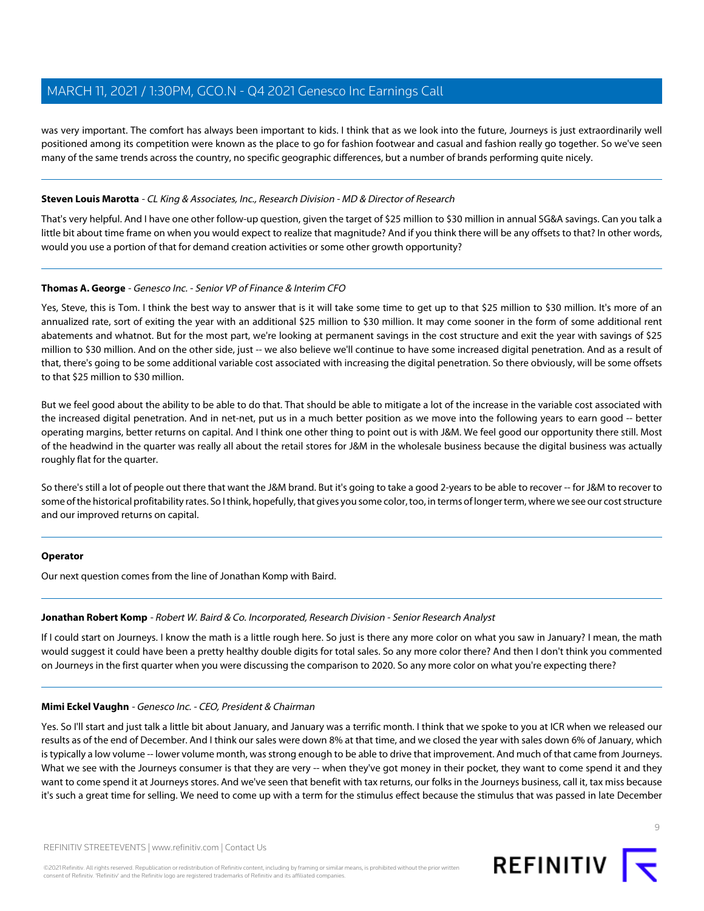was very important. The comfort has always been important to kids. I think that as we look into the future, Journeys is just extraordinarily well positioned among its competition were known as the place to go for fashion footwear and casual and fashion really go together. So we've seen many of the same trends across the country, no specific geographic differences, but a number of brands performing quite nicely.

---

**Steven Louis Marotta** - *CL King & Associates, Inc., Research Division - MD & Director of Research*

That's very helpful. And I have one other follow-up question, given the target of $25 million to $30 million in annual SG&A savings. Can you talk a little bit about time frame on when you would expect to realize that magnitude? And if you think there will be any offsets to that? In other words, would you use a portion of that for demand creation activities or some other growth opportunity?

---

**Thomas A. George** - *Genesco Inc. - Senior VP of Finance & Interim CFO*

Yes, Steve, this is Tom. I think the best way to answer that is it will take some time to get up to that $25 million to $30 million. It's more of an annualized rate, sort of exiting the year with an additional $25 million to $30 million. It may come sooner in the form of some additional rent abatements and whatnot. But for the most part, we're looking at permanent savings in the cost structure and exit the year with savings of $25 million to $30 million. And on the other side, just -- we also believe we'll continue to have some increased digital penetration. And as a result of that, there's going to be some additional variable cost associated with increasing the digital penetration. So there obviously, will be some offsets to that $25 million to $30 million.

But we feel good about the ability to be able to do that. That should be able to mitigate a lot of the increase in the variable cost associated with the increased digital penetration. And in net-net, put us in a much better position as we move into the following years to earn good -- better operating margins, better returns on capital. And I think one other thing to point out is with J&M. We feel good our opportunity there still. Most of the headwind in the quarter was really all about the retail stores for J&M in the wholesale business because the digital business was actually roughly flat for the quarter.

So there's still a lot of people out there that want the J&M brand. But it's going to take a good 2-years to be able to recover -- for J&M to recover to some of the historical profitability rates. So I think, hopefully, that gives you some color, too, in terms of longer term, where we see our cost structure and our improved returns on capital.

---

**Operator**

Our next question comes from the line of Jonathan Komp with Baird.

---

**Jonathan Robert Komp** - *Robert W. Baird & Co. Incorporated, Research Division - Senior Research Analyst*

If I could start on Journeys. I know the math is a little rough here. So just is there any more color on what you saw in January? I mean, the math would suggest it could have been a pretty healthy double digits for total sales. So any more color there? And then I don't think you commented on Journeys in the first quarter when you were discussing the comparison to 2020. So any more color on what you're expecting there?

---

**Mimi Eckel Vaughn** - *Genesco Inc. - CEO, President & Chairman*

Yes. So I'll start and just talk a little bit about January, and January was a terrific month. I think that we spoke to you at ICR when we released our results as of the end of December. And I think our sales were down 8% at that time, and we closed the year with sales down 6% of January, which is typically a low volume -- lower volume month, was strong enough to be able to drive that improvement. And much of that came from Journeys. What we see with the Journeys consumer is that they are very -- when they've got money in their pocket, they want to come spend it and they want to come spend it at Journeys stores. And we've seen that benefit with tax returns, our folks in the Journeys business, call it, tax miss because it's such a great time for selling. We need to come up with a term for the stimulus effect because the stimulus that was passed in late December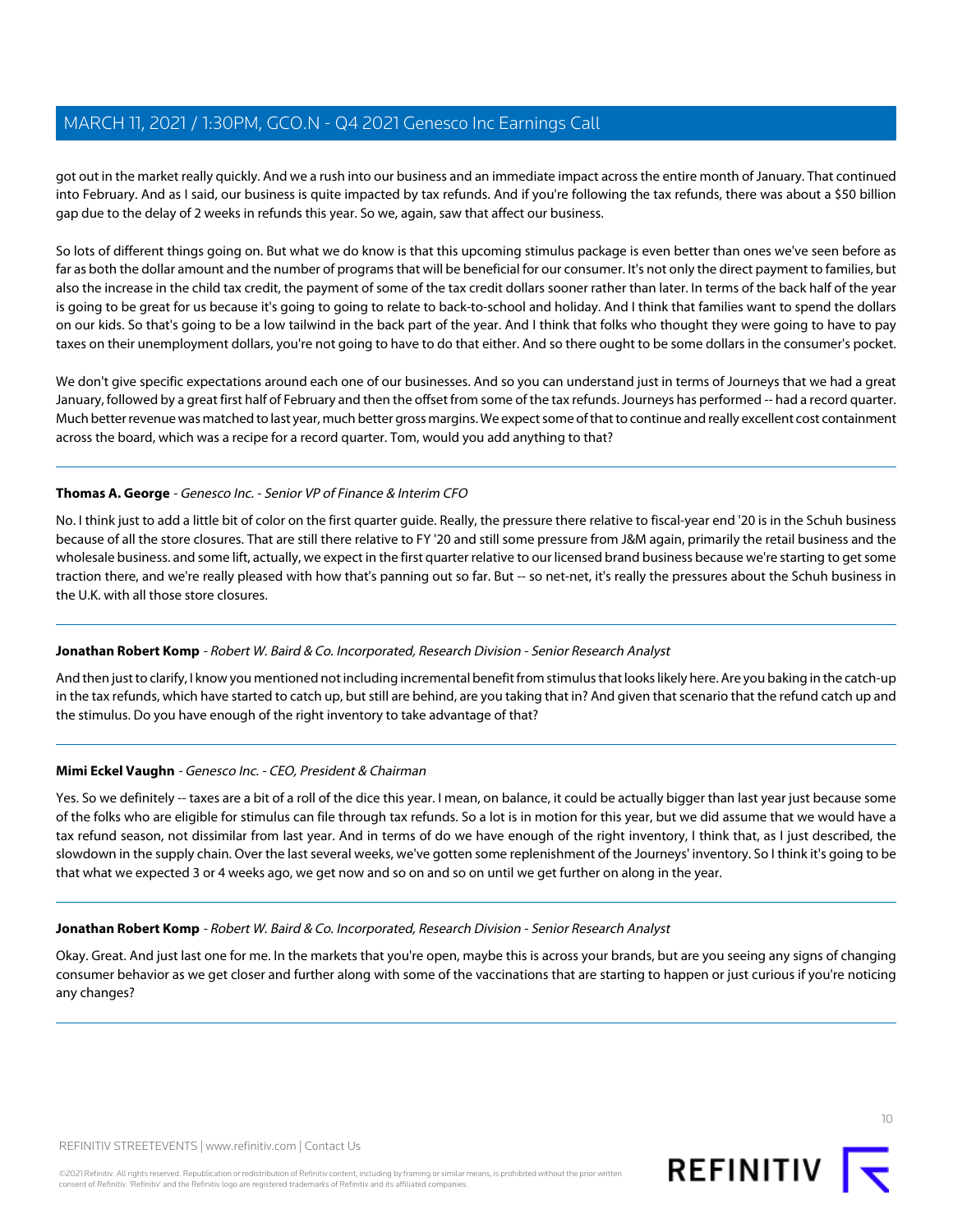got out in the market really quickly. And we a rush into our business and an immediate impact across the entire month of January. That continued into February. And as I said, our business is quite impacted by tax refunds. And if you're following the tax refunds, there was about a $50 billion gap due to the delay of 2 weeks in refunds this year. So we, again, saw that affect our business.

So lots of different things going on. But what we do know is that this upcoming stimulus package is even better than ones we've seen before as far as both the dollar amount and the number of programs that will be beneficial for our consumer. It's not only the direct payment to families, but also the increase in the child tax credit, the payment of some of the tax credit dollars sooner rather than later. In terms of the back half of the year is going to be great for us because it's going to going to relate to back-to-school and holiday. And I think that families want to spend the dollars on our kids. So that's going to be a low tailwind in the back part of the year. And I think that folks who thought they were going to have to pay taxes on their unemployment dollars, you're not going to have to do that either. And so there ought to be some dollars in the consumer's pocket.

We don't give specific expectations around each one of our businesses. And so you can understand just in terms of Journeys that we had a great January, followed by a great first half of February and then the offset from some of the tax refunds. Journeys has performed -- had a record quarter. Much better revenue was matched to last year, much better gross margins. We expect some of that to continue and really excellent cost containment across the board, which was a recipe for a record quarter. Tom, would you add anything to that?

**Thomas A. George** - *Genesco Inc. - Senior VP of Finance & Interim CFO*

No. I think just to add a little bit of color on the first quarter guide. Really, the pressure there relative to fiscal-year end '20 is in the Schuh business because of all the store closures. That are still there relative to FY '20 and still some pressure from J&M again, primarily the retail business and the wholesale business. and some lift, actually, we expect in the first quarter relative to our licensed brand business because we're starting to get some traction there, and we're really pleased with how that's panning out so far. But -- so net-net, it's really the pressures about the Schuh business in the U.K. with all those store closures.

**Jonathan Robert Komp** - *Robert W. Baird & Co. Incorporated, Research Division - Senior Research Analyst*

And then just to clarify, I know you mentioned not including incremental benefit from stimulus that looks likely here. Are you baking in the catch-up in the tax refunds, which have started to catch up, but still are behind, are you taking that in? And given that scenario that the refund catch up and the stimulus. Do you have enough of the right inventory to take advantage of that?

**Mimi Eckel Vaughn** - *Genesco Inc. - CEO, President & Chairman*

Yes. So we definitely -- taxes are a bit of a roll of the dice this year. I mean, on balance, it could be actually bigger than last year just because some of the folks who are eligible for stimulus can file through tax refunds. So a lot is in motion for this year, but we did assume that we would have a tax refund season, not dissimilar from last year. And in terms of do we have enough of the right inventory, I think that, as I just described, the slowdown in the supply chain. Over the last several weeks, we've gotten some replenishment of the Journeys' inventory. So I think it's going to be that what we expected 3 or 4 weeks ago, we get now and so on and so on until we get further on along in the year.

**Jonathan Robert Komp** - *Robert W. Baird & Co. Incorporated, Research Division - Senior Research Analyst*

Okay. Great. And just last one for me. In the markets that you're open, maybe this is across your brands, but are you seeing any signs of changing consumer behavior as we get closer and further along with some of the vaccinations that are starting to happen or just curious if you're noticing any changes?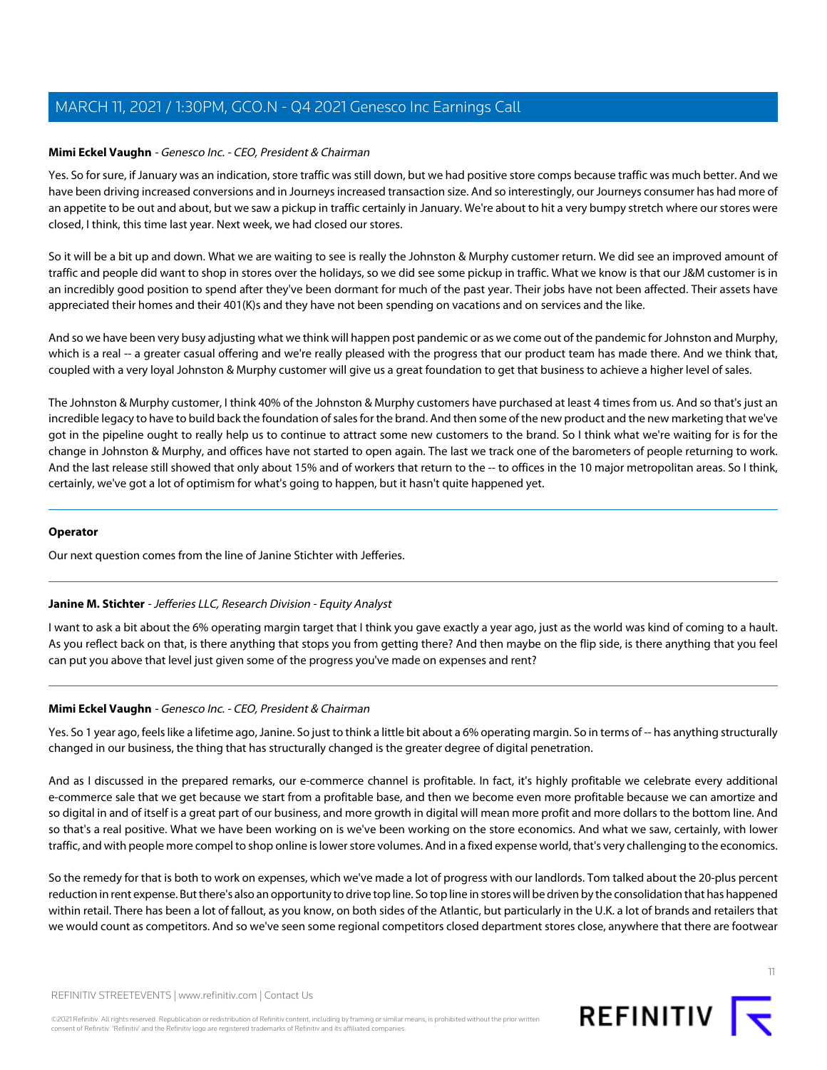**Mimi Eckel Vaughn** - *Genesco Inc. - CEO, President & Chairman*

Yes. So for sure, if January was an indication, store traffic was still down, but we had positive store comps because traffic was much better. And we have been driving increased conversions and in Journeys increased transaction size. And so interestingly, our Journeys consumer has had more of an appetite to be out and about, but we saw a pickup in traffic certainly in January. We're about to hit a very bumpy stretch where our stores were closed, I think, this time last year. Next week, we had closed our stores.

So it will be a bit up and down. What we are waiting to see is really the Johnston & Murphy customer return. We did see an improved amount of traffic and people did want to shop in stores over the holidays, so we did see some pickup in traffic. What we know is that our J&M customer is in an incredibly good position to spend after they've been dormant for much of the past year. Their jobs have not been affected. Their assets have appreciated their homes and their 401(K)s and they have not been spending on vacations and on services and the like.

And so we have been very busy adjusting what we think will happen post pandemic or as we come out of the pandemic for Johnston and Murphy, which is a real -- a greater casual offering and we're really pleased with the progress that our product team has made there. And we think that, coupled with a very loyal Johnston & Murphy customer will give us a great foundation to get that business to achieve a higher level of sales.

The Johnston & Murphy customer, I think 40% of the Johnston & Murphy customers have purchased at least 4 times from us. And so that's just an incredible legacy to have to build back the foundation of sales for the brand. And then some of the new product and the new marketing that we've got in the pipeline ought to really help us to continue to attract some new customers to the brand. So I think what we're waiting for is for the change in Johnston & Murphy, and offices have not started to open again. The last we track one of the barometers of people returning to work. And the last release still showed that only about 15% and of workers that return to the -- to offices in the 10 major metropolitan areas. So I think, certainly, we've got a lot of optimism for what's going to happen, but it hasn't quite happened yet.

---

**Operator**

Our next question comes from the line of Janine Stichter with Jefferies.

---

**Janine M. Stichter** - *Jefferies LLC, Research Division - Equity Analyst*

I want to ask a bit about the 6% operating margin target that I think you gave exactly a year ago, just as the world was kind of coming to a hault. As you reflect back on that, is there anything that stops you from getting there? And then maybe on the flip side, is there anything that you feel can put you above that level just given some of the progress you've made on expenses and rent?

---

**Mimi Eckel Vaughn** - *Genesco Inc. - CEO, President & Chairman*

Yes. So 1 year ago, feels like a lifetime ago, Janine. So just to think a little bit about a 6% operating margin. So in terms of -- has anything structurally changed in our business, the thing that has structurally changed is the greater degree of digital penetration.

And as I discussed in the prepared remarks, our e-commerce channel is profitable. In fact, it's highly profitable we celebrate every additional e-commerce sale that we get because we start from a profitable base, and then we become even more profitable because we can amortize and so digital in and of itself is a great part of our business, and more growth in digital will mean more profit and more dollars to the bottom line. And so that's a real positive. What we have been working on is we've been working on the store economics. And what we saw, certainly, with lower traffic, and with people more compel to shop online is lower store volumes. And in a fixed expense world, that's very challenging to the economics.

So the remedy for that is both to work on expenses, which we've made a lot of progress with our landlords. Tom talked about the 20-plus percent reduction in rent expense. But there's also an opportunity to drive top line. So top line in stores will be driven by the consolidation that has happened within retail. There has been a lot of fallout, as you know, on both sides of the Atlantic, but particularly in the U.K. a lot of brands and retailers that we would count as competitors. And so we've seen some regional competitors closed department stores close, anywhere that there are footwear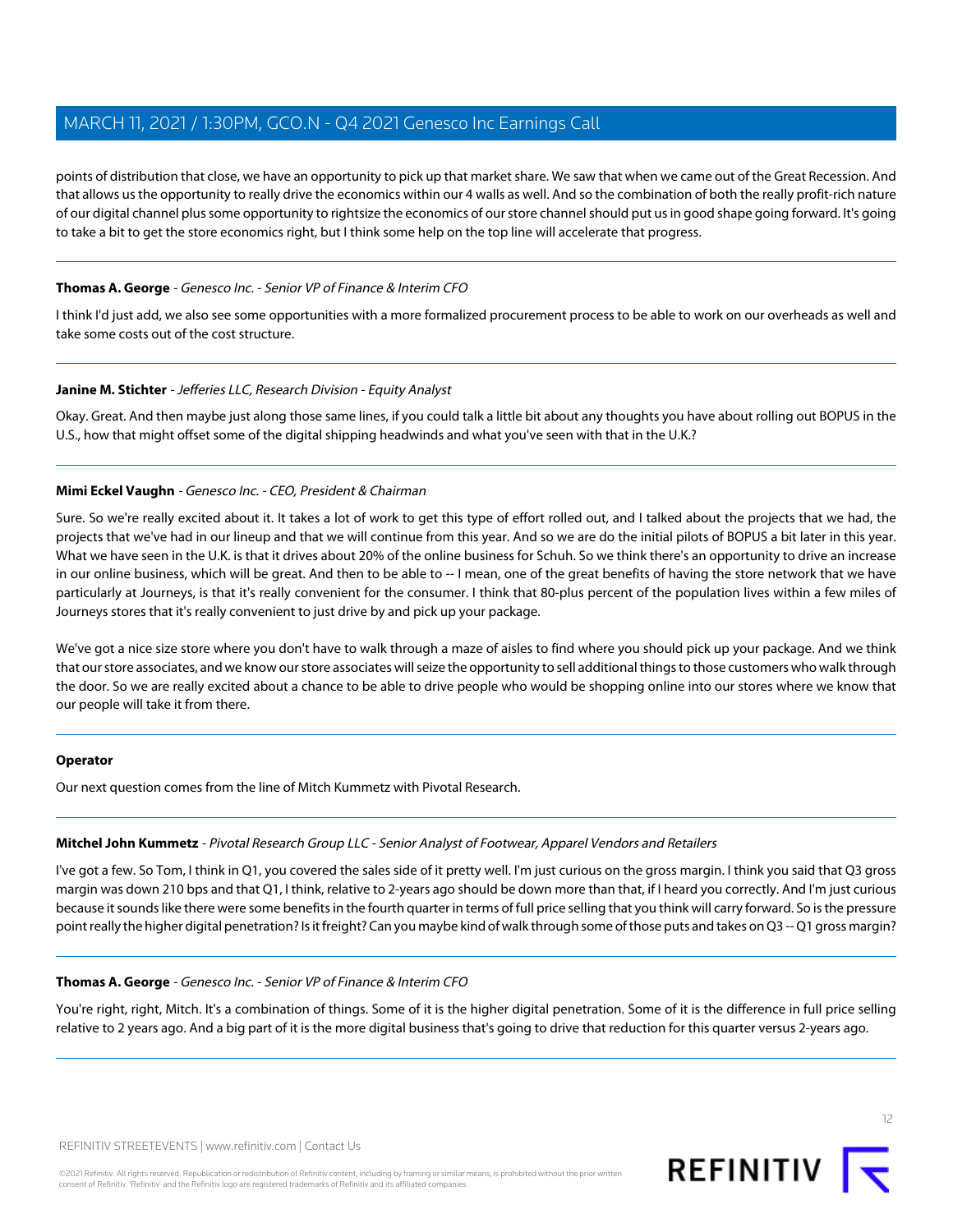points of distribution that close, we have an opportunity to pick up that market share. We saw that when we came out of the Great Recession. And that allows us the opportunity to really drive the economics within our 4 walls as well. And so the combination of both the really profit-rich nature of our digital channel plus some opportunity to rightsize the economics of our store channel should put us in good shape going forward. It's going to take a bit to get the store economics right, but I think some help on the top line will accelerate that progress.

---

**Thomas A. George** - *Genesco Inc. - Senior VP of Finance & Interim CFO*

I think I'd just add, we also see some opportunities with a more formalized procurement process to be able to work on our overheads as well and take some costs out of the cost structure.

---

**Janine M. Stichter** - *Jefferies LLC, Research Division - Equity Analyst*

Okay. Great. And then maybe just along those same lines, if you could talk a little bit about any thoughts you have about rolling out BOPUS in the U.S., how that might offset some of the digital shipping headwinds and what you've seen with that in the U.K.?

---

**Mimi Eckel Vaughn** - *Genesco Inc. - CEO, President & Chairman*

Sure. So we're really excited about it. It takes a lot of work to get this type of effort rolled out, and I talked about the projects that we had, the projects that we've had in our lineup and that we will continue from this year. And so we are do the initial pilots of BOPUS a bit later in this year. What we have seen in the U.K. is that it drives about 20% of the online business for Schuh. So we think there's an opportunity to drive an increase in our online business, which will be great. And then to be able to -- I mean, one of the great benefits of having the store network that we have particularly at Journeys, is that it's really convenient for the consumer. I think that 80-plus percent of the population lives within a few miles of Journeys stores that it's really convenient to just drive by and pick up your package.

We've got a nice size store where you don't have to walk through a maze of aisles to find where you should pick up your package. And we think that our store associates, and we know our store associates will seize the opportunity to sell additional things to those customers who walk through the door. So we are really excited about a chance to be able to drive people who would be shopping online into our stores where we know that our people will take it from there.

---

**Operator**

Our next question comes from the line of Mitch Kummetz with Pivotal Research.

---

**Mitchel John Kummetz** - *Pivotal Research Group LLC - Senior Analyst of Footwear, Apparel Vendors and Retailers*

I've got a few. So Tom, I think in Q1, you covered the sales side of it pretty well. I'm just curious on the gross margin. I think you said that Q3 gross margin was down 210 bps and that Q1, I think, relative to 2-years ago should be down more than that, if I heard you correctly. And I'm just curious because it sounds like there were some benefits in the fourth quarter in terms of full price selling that you think will carry forward. So is the pressure point really the higher digital penetration? Is it freight? Can you maybe kind of walk through some of those puts and takes on Q3 -- Q1 gross margin?

---

**Thomas A. George** - *Genesco Inc. - Senior VP of Finance & Interim CFO*

You're right, right, Mitch. It's a combination of things. Some of it is the higher digital penetration. Some of it is the difference in full price selling relative to 2 years ago. And a big part of it is the more digital business that's going to drive that reduction for this quarter versus 2-years ago.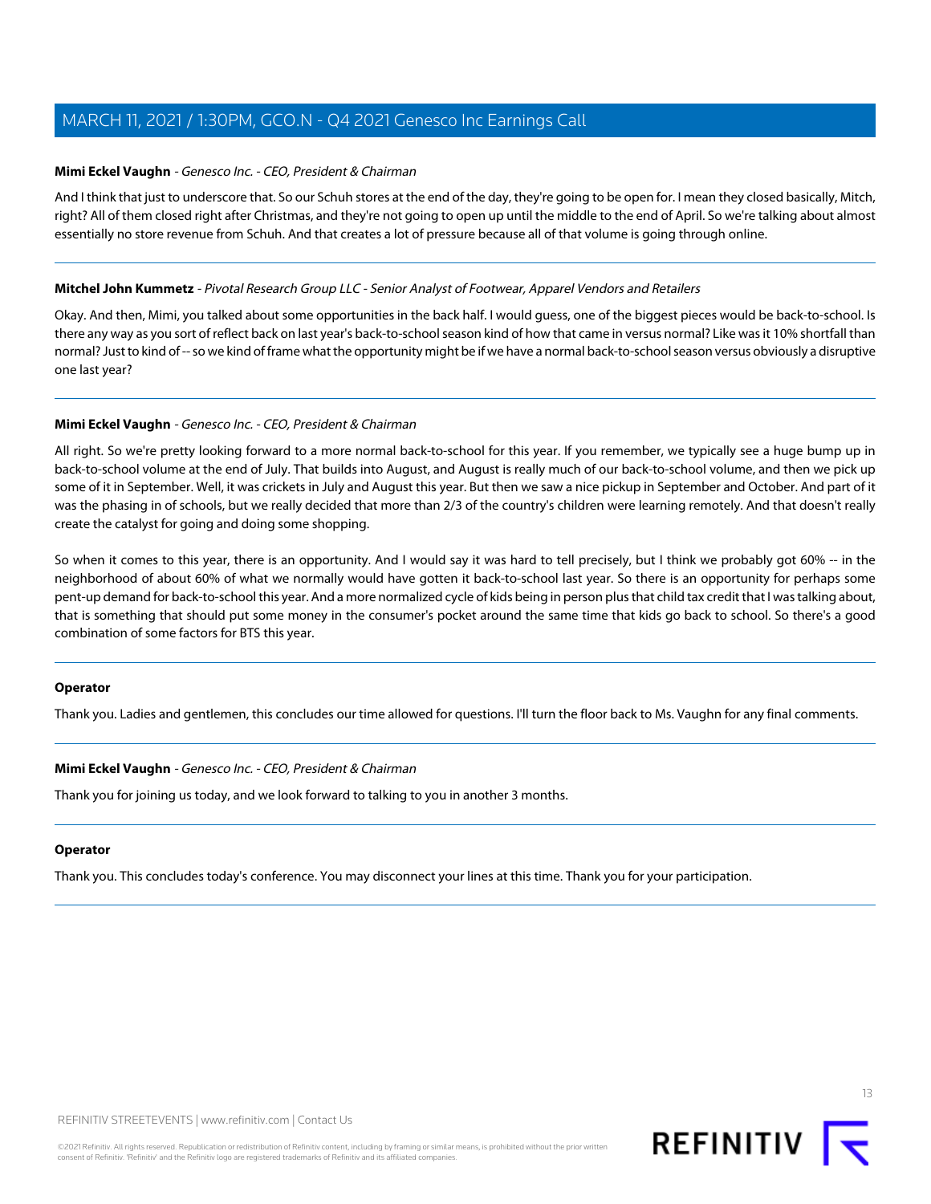**Mimi Eckel Vaughn** - *Genesco Inc. - CEO, President & Chairman*

And I think that just to underscore that. So our Schuh stores at the end of the day, they're going to be open for. I mean they closed basically, Mitch, right? All of them closed right after Christmas, and they're not going to open up until the middle to the end of April. So we're talking about almost essentially no store revenue from Schuh. And that creates a lot of pressure because all of that volume is going through online.

---

**Mitchel John Kummetz** - *Pivotal Research Group LLC - Senior Analyst of Footwear, Apparel Vendors and Retailers*

Okay. And then, Mimi, you talked about some opportunities in the back half. I would guess, one of the biggest pieces would be back-to-school. Is there any way as you sort of reflect back on last year's back-to-school season kind of how that came in versus normal? Like was it 10% shortfall than normal? Just to kind of -- so we kind of frame what the opportunity might be if we have a normal back-to-school season versus obviously a disruptive one last year?

---

**Mimi Eckel Vaughn** - *Genesco Inc. - CEO, President & Chairman*

All right. So we're pretty looking forward to a more normal back-to-school for this year. If you remember, we typically see a huge bump up in back-to-school volume at the end of July. That builds into August, and August is really much of our back-to-school volume, and then we pick up some of it in September. Well, it was crickets in July and August this year. But then we saw a nice pickup in September and October. And part of it was the phasing in of schools, but we really decided that more than 2/3 of the country's children were learning remotely. And that doesn't really create the catalyst for going and doing some shopping.

So when it comes to this year, there is an opportunity. And I would say it was hard to tell precisely, but I think we probably got 60% -- in the neighborhood of about 60% of what we normally would have gotten it back-to-school last year. So there is an opportunity for perhaps some pent-up demand for back-to-school this year. And a more normalized cycle of kids being in person plus that child tax credit that I was talking about, that is something that should put some money in the consumer's pocket around the same time that kids go back to school. So there's a good combination of some factors for BTS this year.

---

**Operator**

Thank you. Ladies and gentlemen, this concludes our time allowed for questions. I'll turn the floor back to Ms. Vaughn for any final comments.

---

**Mimi Eckel Vaughn** - *Genesco Inc. - CEO, President & Chairman*

Thank you for joining us today, and we look forward to talking to you in another 3 months.

---

**Operator**

Thank you. This concludes today's conference. You may disconnect your lines at this time. Thank you for your participation.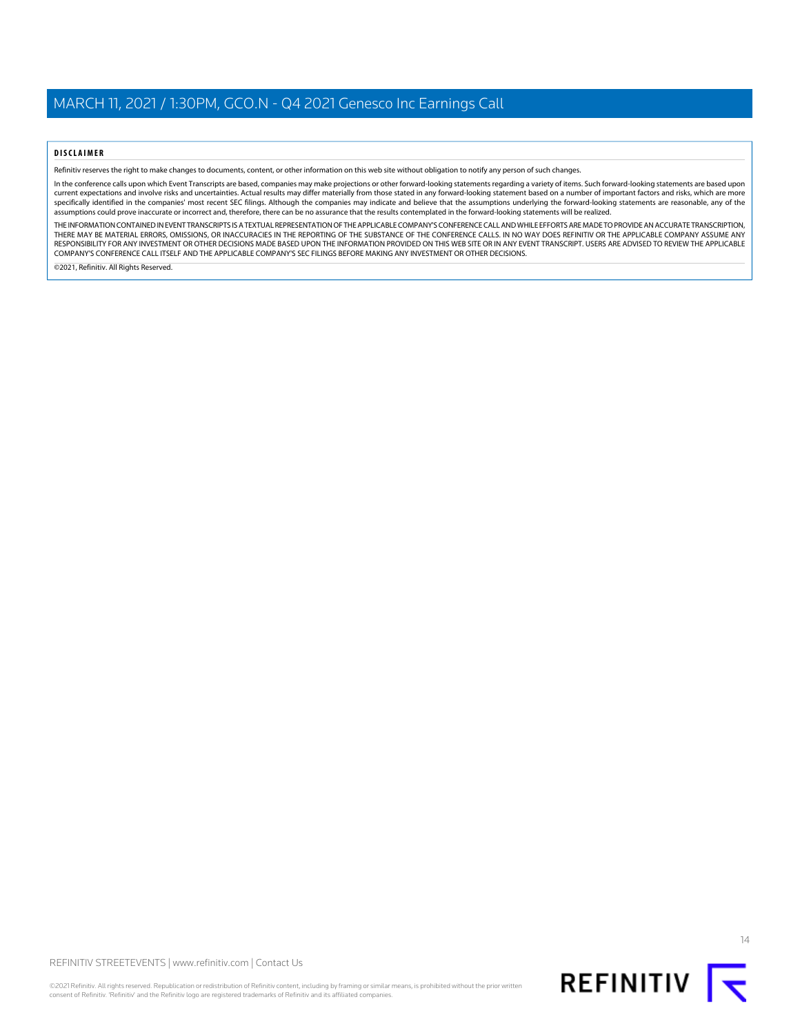## DISCLAIMER

Refinitiv reserves the right to make changes to documents, content, or other information on this web site without obligation to notify any person of such changes.

In the conference calls upon which Event Transcripts are based, companies may make projections or other forward-looking statements regarding a variety of items. Such forward-looking statements are based upon current expectations and involve risks and uncertainties. Actual results may differ materially from those stated in any forward-looking statement based on a number of important factors and risks, which are more specifically identified in the companies' most recent SEC filings. Although the companies may indicate and believe that the assumptions underlying the forward-looking statements are reasonable, any of the assumptions could prove inaccurate or incorrect and, therefore, there can be no assurance that the results contemplated in the forward-looking statements will be realized.

THE INFORMATION CONTAINED IN EVENT TRANSCRIPTS IS A TEXTUAL REPRESENTATION OF THE APPLICABLE COMPANY'S CONFERENCE CALL AND WHILE EFFORTS ARE MADE TO PROVIDE AN ACCURATE TRANSCRIPTION, THERE MAY BE MATERIAL ERRORS, OMISSIONS, OR INACCURACIES IN THE REPORTING OF THE SUBSTANCE OF THE CONFERENCE CALLS. IN NO WAY DOES REFINITIV OR THE APPLICABLE COMPANY ASSUME ANY RESPONSIBILITY FOR ANY INVESTMENT OR OTHER DECISIONS MADE BASED UPON THE INFORMATION PROVIDED ON THIS WEB SITE OR IN ANY EVENT TRANSCRIPT. USERS ARE ADVISED TO REVIEW THE APPLICABLE COMPANY'S CONFERENCE CALL ITSELF AND THE APPLICABLE COMPANY'S SEC FILINGS BEFORE MAKING ANY INVESTMENT OR OTHER DECISIONS.

©2021, Refinitiv. All Rights Reserved.